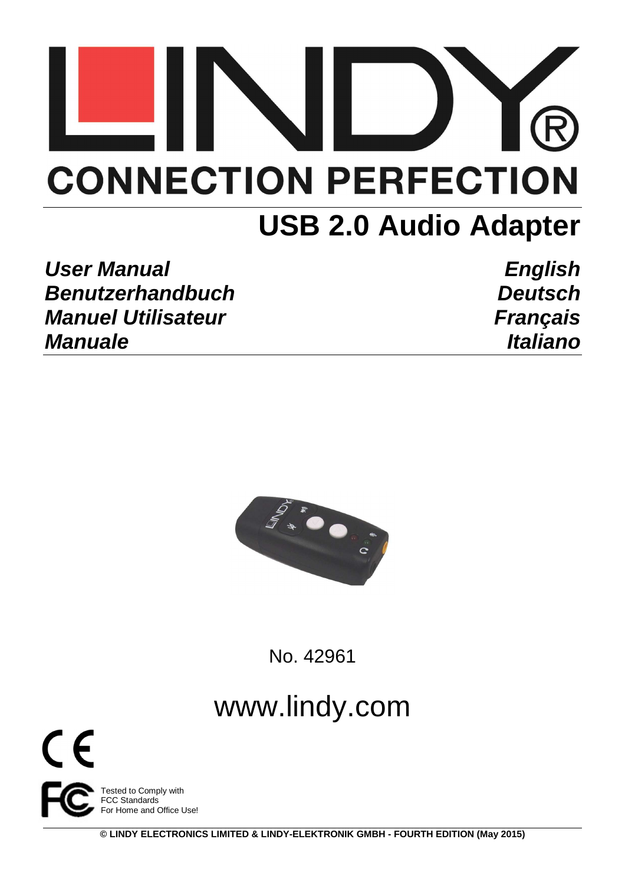# LINDY®

**CONNECTION PERFECTION**

# USB 2.0 Audio Adapter

| | |
|---|---|
| ***User Manual*** | ***English*** |
| ***Benutzerhandbuch*** | ***Deutsch*** |
| ***Manuel Utilisateur*** | ***Français*** |
| ***Manuale*** | ***Italiano*** |

No. 42961

www.lindy.com

Tested to Comply with FCC Standards For Home and Office Use!

**© LINDY ELECTRONICS LIMITED & LINDY-ELEKTRONIK GMBH - FOURTH EDITION (May 2015)**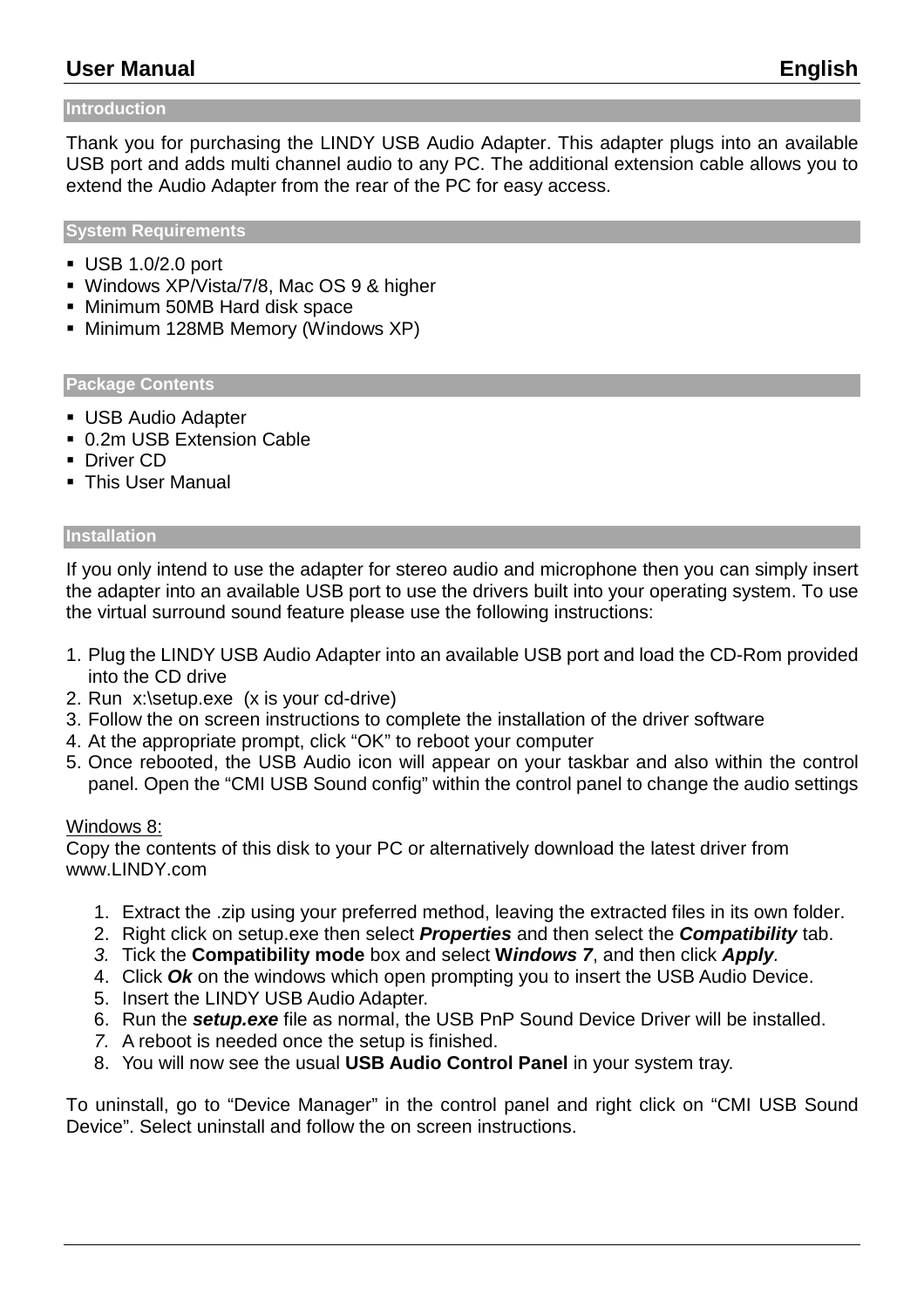## Introduction

Thank you for purchasing the LINDY USB Audio Adapter. This adapter plugs into an available USB port and adds multi channel audio to any PC. The additional extension cable allows you to extend the Audio Adapter from the rear of the PC for easy access.

## System Requirements

- USB 1.0/2.0 port
- Windows XP/Vista/7/8, Mac OS 9 & higher
- Minimum 50MB Hard disk space
- Minimum 128MB Memory (Windows XP)

## Package Contents

- USB Audio Adapter
- 0.2m USB Extension Cable
- Driver CD
- This User Manual

## Installation

If you only intend to use the adapter for stereo audio and microphone then you can simply insert the adapter into an available USB port to use the drivers built into your operating system. To use the virtual surround sound feature please use the following instructions:

1. Plug the LINDY USB Audio Adapter into an available USB port and load the CD-Rom provided into the CD drive
2. Run x:\setup.exe (x is your cd-drive)
3. Follow the on screen instructions to complete the installation of the driver software
4. At the appropriate prompt, click “OK” to reboot your computer
5. Once rebooted, the USB Audio icon will appear on your taskbar and also within the control panel. Open the “CMI USB Sound config” within the control panel to change the audio settings

Windows 8:
Copy the contents of this disk to your PC or alternatively download the latest driver from www.LINDY.com

1. Extract the .zip using your preferred method, leaving the extracted files in its own folder.
2. Right click on setup.exe then select ***Properties*** and then select the ***Compatibility*** tab.
3. Tick the **Compatibility mode** box and select **W*indows 7***, and then click ***Apply***.
4. Click ***Ok*** on the windows which open prompting you to insert the USB Audio Device.
5. Insert the LINDY USB Audio Adapter.
6. Run the ***setup.exe*** file as normal, the USB PnP Sound Device Driver will be installed.
7. A reboot is needed once the setup is finished.
8. You will now see the usual **USB Audio Control Panel** in your system tray.

To uninstall, go to “Device Manager” in the control panel and right click on “CMI USB Sound Device”. Select uninstall and follow the on screen instructions.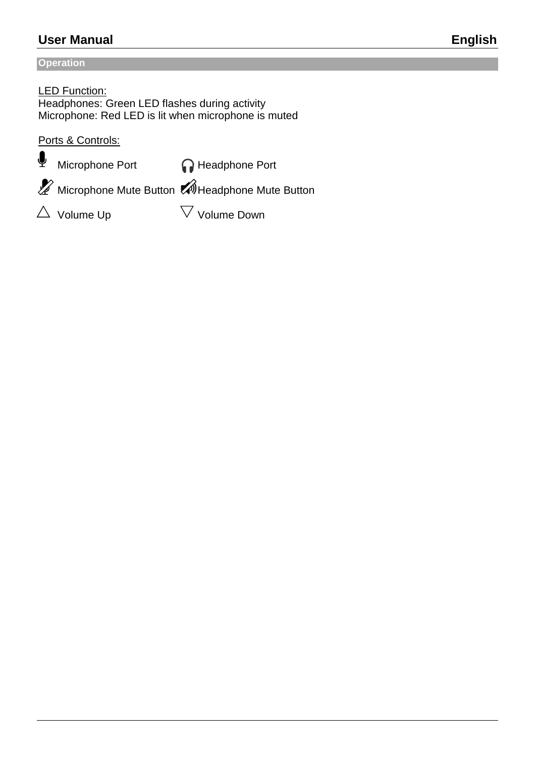## Operation

LED Function:
Headphones: Green LED flashes during activity
Microphone: Red LED is lit when microphone is muted

Ports & Controls:

| | |
|---|---|
| Microphone Port | Headphone Port |
| Microphone Mute Button | Headphone Mute Button |
| △ Volume Up | ▽ Volume Down |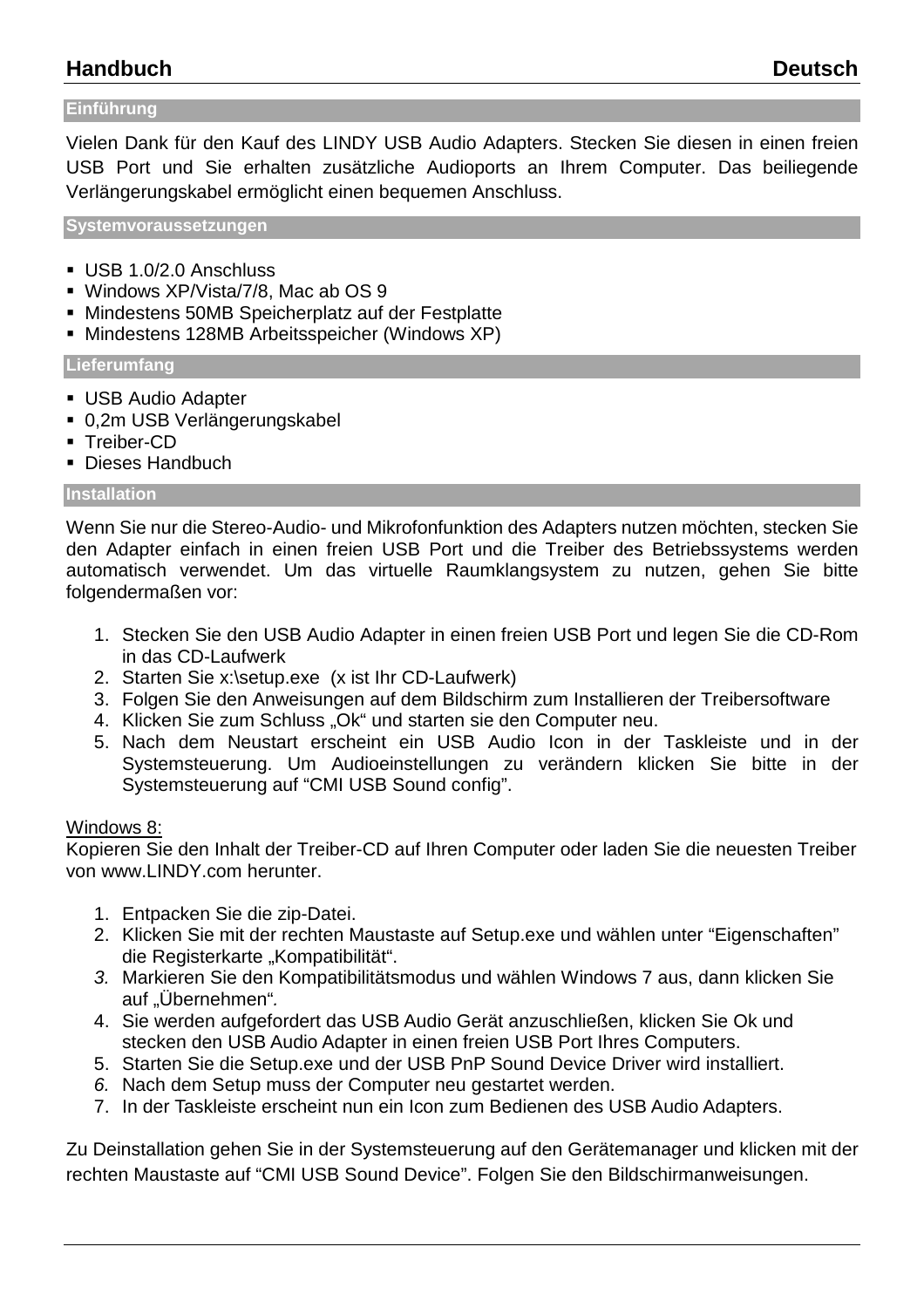# Handbuch Deutsch

## Einführung

Vielen Dank für den Kauf des LINDY USB Audio Adapters. Stecken Sie diesen in einen freien USB Port und Sie erhalten zusätzliche Audioports an Ihrem Computer. Das beiliegende Verlängerungskabel ermöglicht einen bequemen Anschluss.

## Systemvoraussetzungen

- USB 1.0/2.0 Anschluss
- Windows XP/Vista/7/8, Mac ab OS 9
- Mindestens 50MB Speicherplatz auf der Festplatte
- Mindestens 128MB Arbeitsspeicher (Windows XP)

## Lieferumfang

- USB Audio Adapter
- 0,2m USB Verlängerungskabel
- Treiber-CD
- Dieses Handbuch

## Installation

Wenn Sie nur die Stereo-Audio- und Mikrofonfunktion des Adapters nutzen möchten, stecken Sie den Adapter einfach in einen freien USB Port und die Treiber des Betriebssystems werden automatisch verwendet. Um das virtuelle Raumklangsystem zu nutzen, gehen Sie bitte folgendermaßen vor:

1. Stecken Sie den USB Audio Adapter in einen freien USB Port und legen Sie die CD-Rom in das CD-Laufwerk
2. Starten Sie x:\setup.exe (x ist Ihr CD-Laufwerk)
3. Folgen Sie den Anweisungen auf dem Bildschirm zum Installieren der Treibersoftware
4. Klicken Sie zum Schluss „Ok“ und starten sie den Computer neu.
5. Nach dem Neustart erscheint ein USB Audio Icon in der Taskleiste und in der Systemsteuerung. Um Audioeinstellungen zu verändern klicken Sie bitte in der Systemsteuerung auf “CMI USB Sound config”.

<u>Windows 8:</u>
Kopieren Sie den Inhalt der Treiber-CD auf Ihren Computer oder laden Sie die neuesten Treiber von www.LINDY.com herunter.

1. Entpacken Sie die zip-Datei.
2. Klicken Sie mit der rechten Maustaste auf Setup.exe und wählen unter “Eigenschaften” die Registerkarte „Kompatibilität“.
3. Markieren Sie den Kompatibilitätsmodus und wählen Windows 7 aus, dann klicken Sie auf „Übernehmen“.
4. Sie werden aufgefordert das USB Audio Gerät anzuschließen, klicken Sie Ok und stecken den USB Audio Adapter in einen freien USB Port Ihres Computers.
5. Starten Sie die Setup.exe und der USB PnP Sound Device Driver wird installiert.
6. Nach dem Setup muss der Computer neu gestartet werden.
7. In der Taskleiste erscheint nun ein Icon zum Bedienen des USB Audio Adapters.

Zu Deinstallation gehen Sie in der Systemsteuerung auf den Gerätemanager und klicken mit der rechten Maustaste auf “CMI USB Sound Device”. Folgen Sie den Bildschirmanweisungen.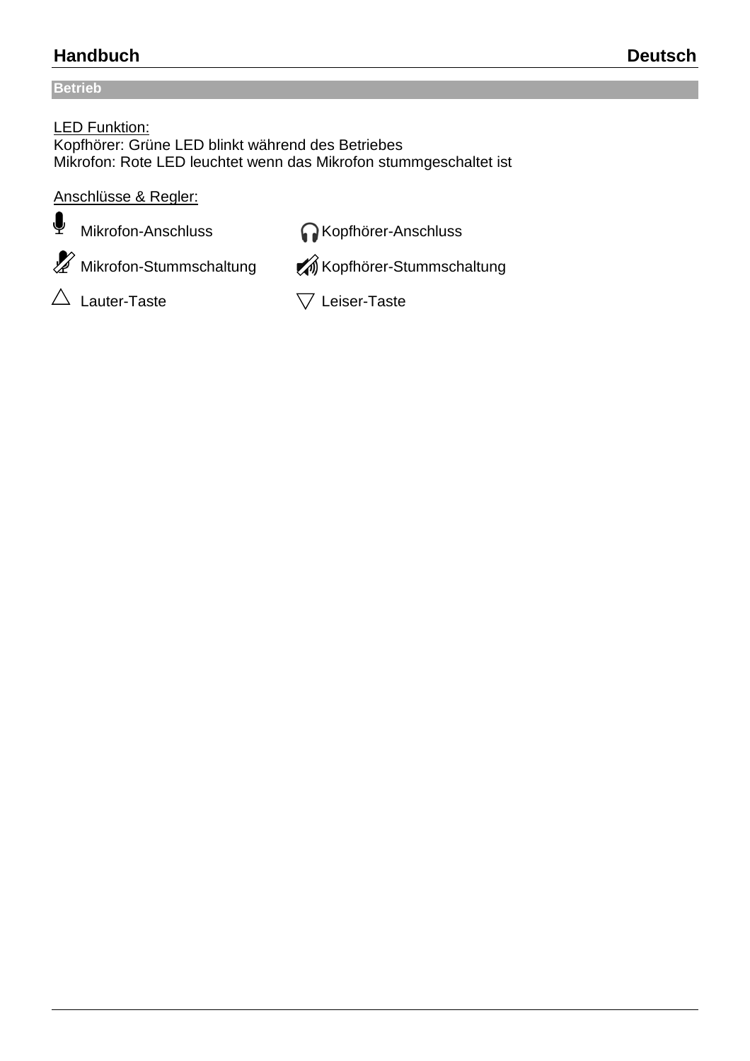## Betrieb

<u>LED Funktion:</u>
Kopfhörer: Grüne LED blinkt während des Betriebes
Mikrofon: Rote LED leuchtet wenn das Mikrofon stummgeschaltet ist

<u>Anschlüsse & Regler:</u>

| | |
|---|---|
| Mikrofon-Anschluss | Kopfhörer-Anschluss |
| Mikrofon-Stummschaltung | Kopfhörer-Stummschaltung |
| △ Lauter-Taste | ▽ Leiser-Taste |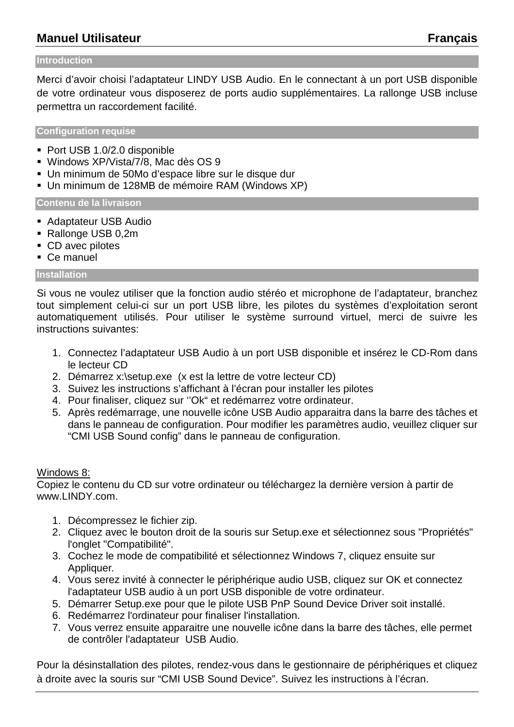**Manuel Utilisateur** **Français**

## Introduction

Merci d'avoir choisi l'adaptateur LINDY USB Audio. En le connectant à un port USB disponible de votre ordinateur vous disposerez de ports audio supplémentaires. La rallonge USB incluse permettra un raccordement facilité.

## Configuration requise

- Port USB 1.0/2.0 disponible
- Windows XP/Vista/7/8, Mac dès OS 9
- Un minimum de 50Mo d'espace libre sur le disque dur
- Un minimum de 128MB de mémoire RAM (Windows XP)

## Contenu de la livraison

- Adaptateur USB Audio
- Rallonge USB 0,2m
- CD avec pilotes
- Ce manuel

## Installation

Si vous ne voulez utiliser que la fonction audio stéréo et microphone de l'adaptateur, branchez tout simplement celui-ci sur un port USB libre, les pilotes du systèmes d'exploitation seront automatiquement utilisés. Pour utiliser le système surround virtuel, merci de suivre les instructions suivantes:

1. Connectez l'adaptateur USB Audio à un port USB disponible et insérez le CD-Rom dans le lecteur CD
2. Démarrez x:\setup.exe (x est la lettre de votre lecteur CD)
3. Suivez les instructions s'affichant à l'écran pour installer les pilotes
4. Pour finaliser, cliquez sur ''Ok" et redémarrez votre ordinateur.
5. Après redémarrage, une nouvelle icône USB Audio apparaitra dans la barre des tâches et dans le panneau de configuration. Pour modifier les paramètres audio, veuillez cliquer sur "CMI USB Sound config" dans le panneau de configuration.

Windows 8:
Copiez le contenu du CD sur votre ordinateur ou téléchargez la dernière version à partir de www.LINDY.com.

1. Décompressez le fichier zip.
2. Cliquez avec le bouton droit de la souris sur Setup.exe et sélectionnez sous "Propriétés" l'onglet "Compatibilité".
3. Cochez le mode de compatibilité et sélectionnez Windows 7, cliquez ensuite sur Appliquer.
4. Vous serez invité à connecter le périphérique audio USB, cliquez sur OK et connectez l'adaptateur USB audio à un port USB disponible de votre ordinateur.
5. Démarrer Setup.exe pour que le pilote USB PnP Sound Device Driver soit installé.
6. Redémarrez l'ordinateur pour finaliser l'installation.
7. Vous verrez ensuite apparaitre une nouvelle icône dans la barre des tâches, elle permet de contrôler l'adaptateur USB Audio.

Pour la désinstallation des pilotes, rendez-vous dans le gestionnaire de périphériques et cliquez à droite avec la souris sur "CMI USB Sound Device". Suivez les instructions à l'écran.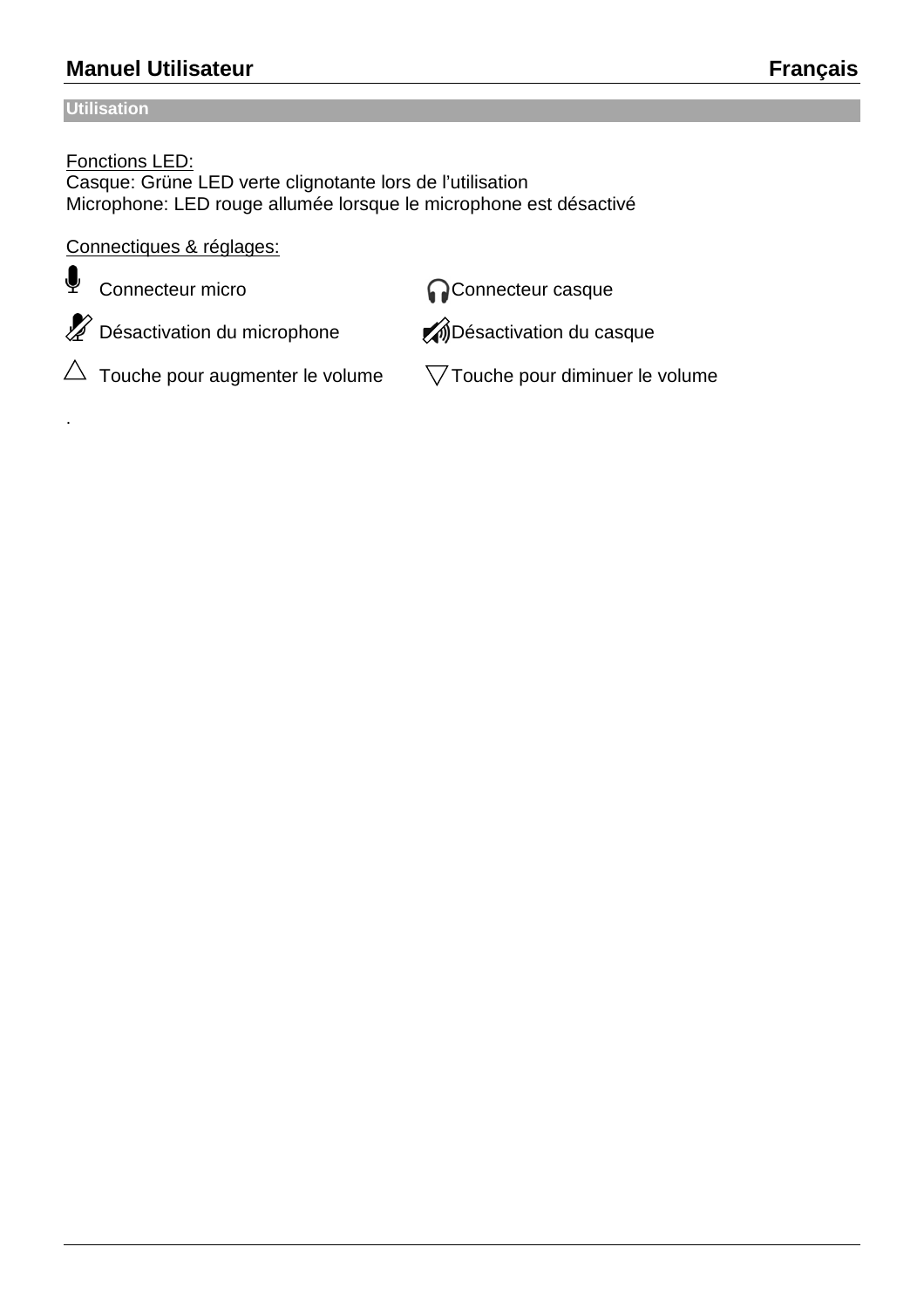## Utilisation

Fonctions LED:
Casque: Grüne LED verte clignotante lors de l’utilisation
Microphone: LED rouge allumée lorsque le microphone est désactivé

Connectiques & réglages:

| | |
|---|---|
| Connecteur micro | Connecteur casque |
| Désactivation du microphone | Désactivation du casque |
| △ Touche pour augmenter le volume | ▽ Touche pour diminuer le volume |

.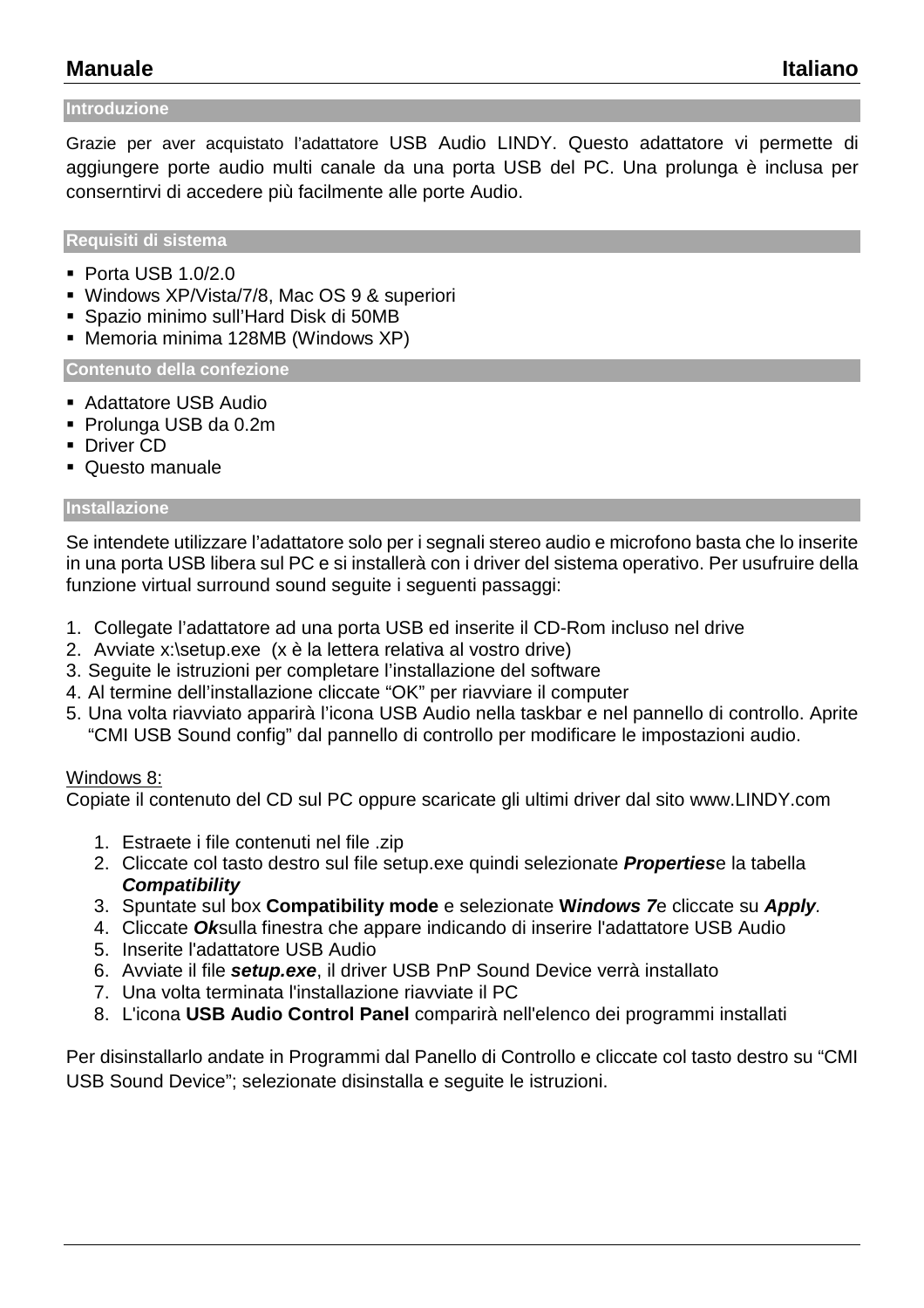# Manuale — Italiano

## Introduzione

Grazie per aver acquistato l'adattatore USB Audio LINDY. Questo adattatore vi permette di aggiungere porte audio multi canale da una porta USB del PC. Una prolunga è inclusa per conserntirvi di accedere più facilmente alle porte Audio.

## Requisiti di sistema

- Porta USB 1.0/2.0
- Windows XP/Vista/7/8, Mac OS 9 & superiori
- Spazio minimo sull'Hard Disk di 50MB
- Memoria minima 128MB (Windows XP)

## Contenuto della confezione

- Adattatore USB Audio
- Prolunga USB da 0.2m
- Driver CD
- Questo manuale

## Installazione

Se intendete utilizzare l'adattatore solo per i segnali stereo audio e microfono basta che lo inserite in una porta USB libera sul PC e si installerà con i driver del sistema operativo. Per usufruire della funzione virtual surround sound seguite i seguenti passaggi:

1. Collegate l'adattatore ad una porta USB ed inserite il CD-Rom incluso nel drive
2. Avviate x:\setup.exe (x è la lettera relativa al vostro drive)
3. Seguite le istruzioni per completare l'installazione del software
4. Al termine dell'installazione cliccate "OK" per riavviare il computer
5. Una volta riavviato apparirà l'icona USB Audio nella taskbar e nel pannello di controllo. Aprite "CMI USB Sound config" dal pannello di controllo per modificare le impostazioni audio.

Windows 8:
Copiate il contenuto del CD sul PC oppure scaricate gli ultimi driver dal sito www.LINDY.com

1. Estraete i file contenuti nel file .zip
2. Cliccate col tasto destro sul file setup.exe quindi selezionate ***Properties***e la tabella ***Compatibility***
3. Spuntate sul box **Compatibility mode** e selezionate **W*indows 7***e cliccate su ***Apply***.
4. Cliccate ***Ok***sulla finestra che appare indicando di inserire l'adattatore USB Audio
5. Inserite l'adattatore USB Audio
6. Avviate il file ***setup.exe***, il driver USB PnP Sound Device verrà installato
7. Una volta terminata l'installazione riavviate il PC
8. L'icona **USB Audio Control Panel** comparirà nell'elenco dei programmi installati

Per disinstallarlo andate in Programmi dal Panello di Controllo e cliccate col tasto destro su "CMI USB Sound Device"; selezionate disinstalla e seguite le istruzioni.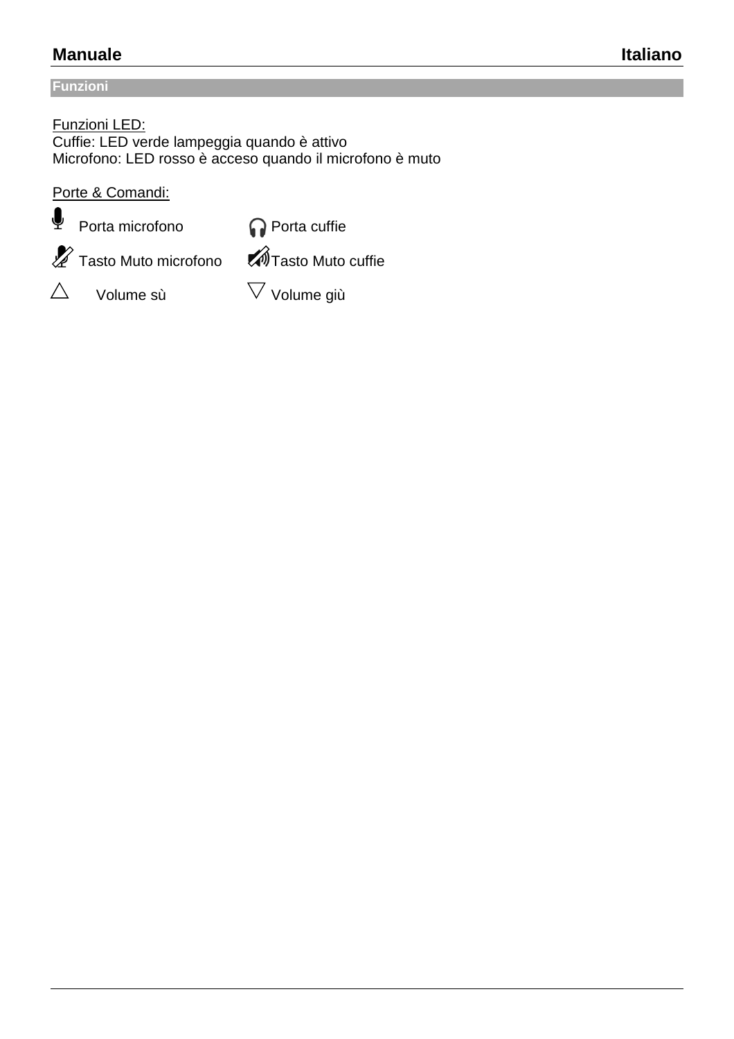Manuale Italiano

## Funzioni

Funzioni LED:
Cuffie: LED verde lampeggia quando è attivo
Microfono: LED rosso è acceso quando il microfono è muto

Porte & Comandi:

| | |
|---|---|
| Porta microfono | Porta cuffie |
| Tasto Muto microfono | Tasto Muto cuffie |
| △ Volume sù | ▽ Volume giù |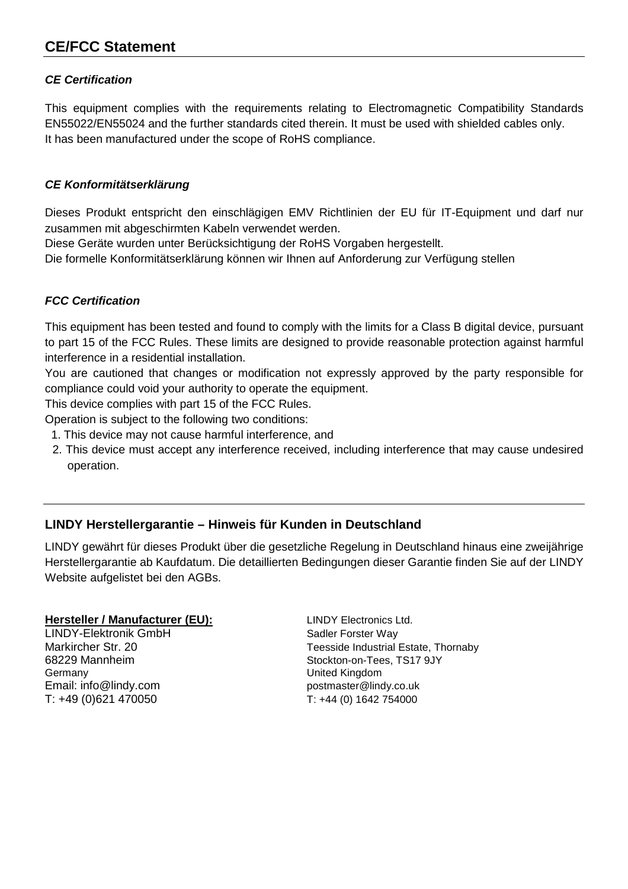## CE/FCC Statement

### *CE Certification*

This equipment complies with the requirements relating to Electromagnetic Compatibility Standards EN55022/EN55024 and the further standards cited therein. It must be used with shielded cables only.
It has been manufactured under the scope of RoHS compliance.

### *CE Konformitätserklärung*

Dieses Produkt entspricht den einschlägigen EMV Richtlinien der EU für IT-Equipment und darf nur zusammen mit abgeschirmten Kabeln verwendet werden.
Diese Geräte wurden unter Berücksichtigung der RoHS Vorgaben hergestellt.
Die formelle Konformitätserklärung können wir Ihnen auf Anforderung zur Verfügung stellen

### *FCC Certification*

This equipment has been tested and found to comply with the limits for a Class B digital device, pursuant to part 15 of the FCC Rules. These limits are designed to provide reasonable protection against harmful interference in a residential installation.
You are cautioned that changes or modification not expressly approved by the party responsible for compliance could void your authority to operate the equipment.
This device complies with part 15 of the FCC Rules.
Operation is subject to the following two conditions:

1. This device may not cause harmful interference, and
2. This device must accept any interference received, including interference that may cause undesired operation.

---

### LINDY Herstellergarantie – Hinweis für Kunden in Deutschland

LINDY gewährt für dieses Produkt über die gesetzliche Regelung in Deutschland hinaus eine zweijährige Herstellergarantie ab Kaufdatum. Die detaillierten Bedingungen dieser Garantie finden Sie auf der LINDY Website aufgelistet bei den AGBs.

**Hersteller / Manufacturer (EU):**
LINDY-Elektronik GmbH
Markircher Str. 20
68229 Mannheim
Germany
Email: info@lindy.com
T: +49 (0)621 470050

LINDY Electronics Ltd.
Sadler Forster Way
Teesside Industrial Estate, Thornaby
Stockton-on-Tees, TS17 9JY
United Kingdom
postmaster@lindy.co.uk
T: +44 (0) 1642 754000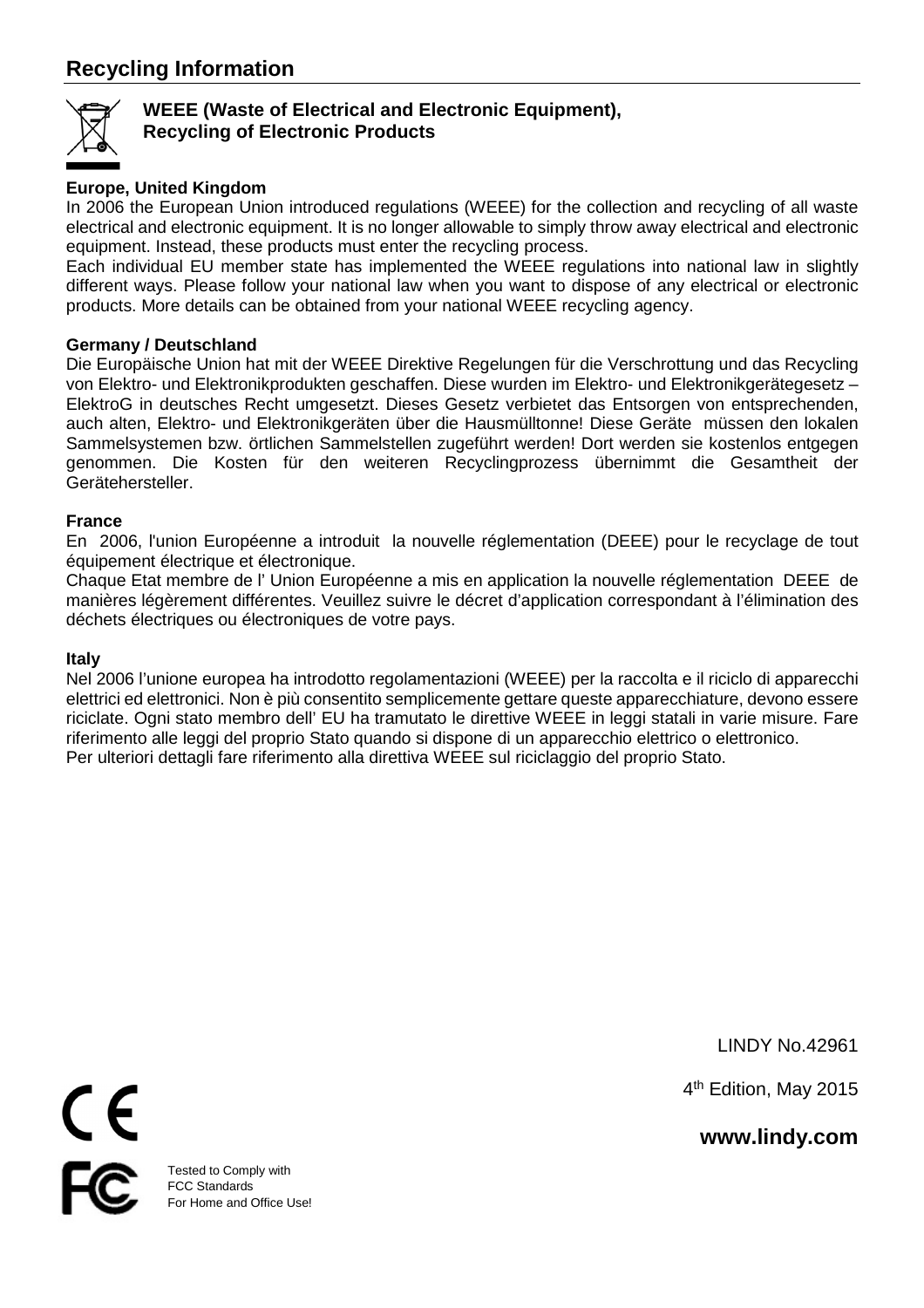## Recycling Information

### WEEE (Waste of Electrical and Electronic Equipment), Recycling of Electronic Products

**Europe, United Kingdom**

In 2006 the European Union introduced regulations (WEEE) for the collection and recycling of all waste electrical and electronic equipment. It is no longer allowable to simply throw away electrical and electronic equipment. Instead, these products must enter the recycling process.

Each individual EU member state has implemented the WEEE regulations into national law in slightly different ways. Please follow your national law when you want to dispose of any electrical or electronic products. More details can be obtained from your national WEEE recycling agency.

**Germany / Deutschland**

Die Europäische Union hat mit der WEEE Direktive Regelungen für die Verschrottung und das Recycling von Elektro- und Elektronikprodukten geschaffen. Diese wurden im Elektro- und Elektronikgerätegesetz – ElektroG in deutsches Recht umgesetzt. Dieses Gesetz verbietet das Entsorgen von entsprechenden, auch alten, Elektro- und Elektronikgeräten über die Hausmülltonne! Diese Geräte müssen den lokalen Sammelsystemen bzw. örtlichen Sammelstellen zugeführt werden! Dort werden sie kostenlos entgegen genommen. Die Kosten für den weiteren Recyclingprozess übernimmt die Gesamtheit der Gerätehersteller.

**France**

En 2006, l'union Européenne a introduit la nouvelle réglementation (DEEE) pour le recyclage de tout équipement électrique et électronique.

Chaque Etat membre de l' Union Européenne a mis en application la nouvelle réglementation DEEE de manières légèrement différentes. Veuillez suivre le décret d'application correspondant à l'élimination des déchets électriques ou électroniques de votre pays.

**Italy**

Nel 2006 l'unione europea ha introdotto regolamentazioni (WEEE) per la raccolta e il riciclo di apparecchi elettrici ed elettronici. Non è più consentito semplicemente gettare queste apparecchiature, devono essere riciclate. Ogni stato membro dell' EU ha tramutato le direttive WEEE in leggi statali in varie misure. Fare riferimento alle leggi del proprio Stato quando si dispone di un apparecchio elettrico o elettronico.
Per ulteriori dettagli fare riferimento alla direttiva WEEE sul riciclaggio del proprio Stato.

LINDY No.42961

4th Edition, May 2015

**www.lindy.com**

Tested to Comply with
FCC Standards
For Home and Office Use!